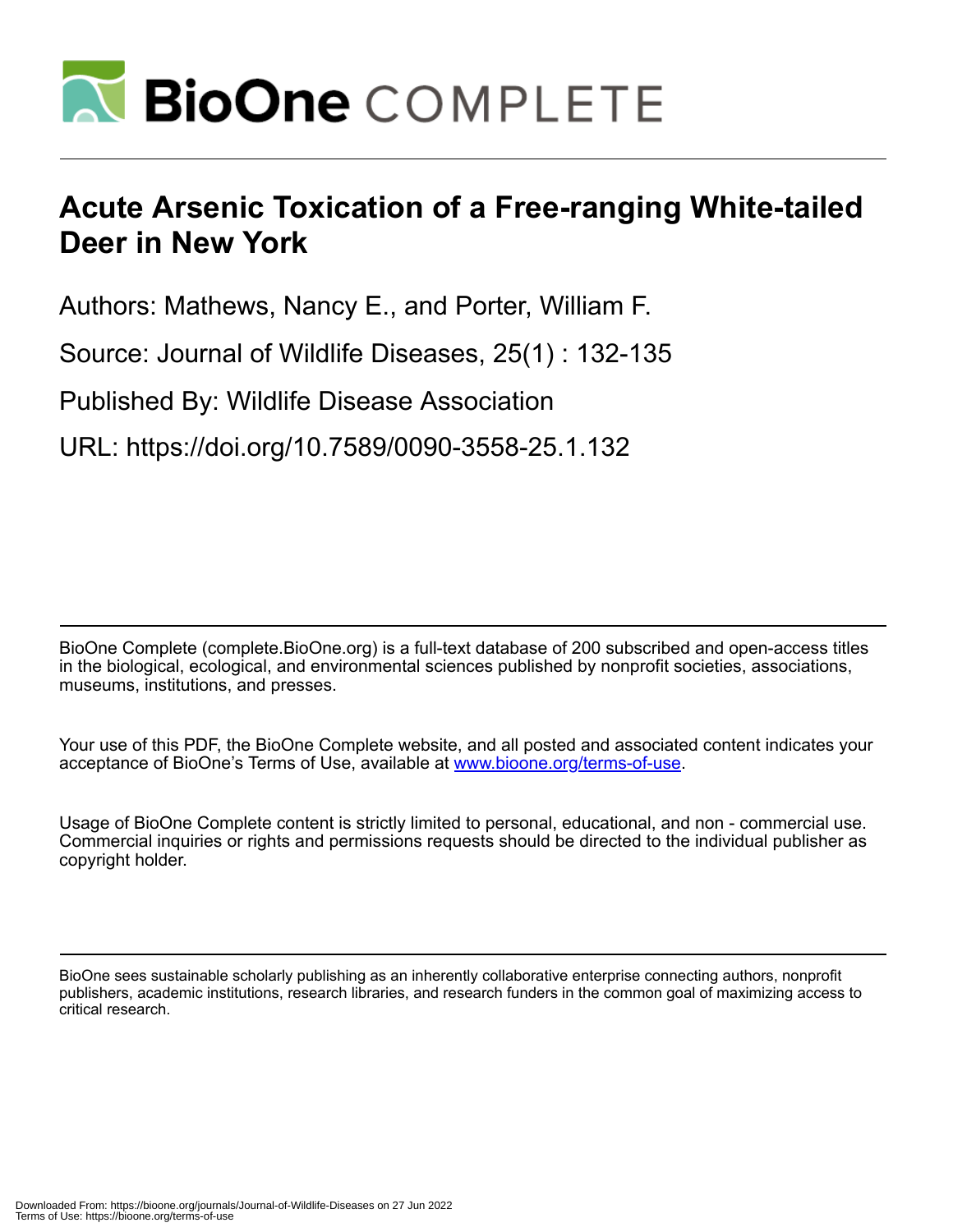# Acute Arsenic Toxication of a Free-ranging White-tailed Deer in New York

Authors: Mathews, Nancy E., and Porter, William F.

Source: Journal of Wildlife Diseases, 25(1) : 132-135

Published By: Wildlife Disease Association

URL: https://doi.org/10.7589/0090-3558-25.1.132

BioOne Complete (complete.BioOne.org) is a full-text database of 200 subscribed and open-access titles in the biological, ecological, and environmental sciences published by nonprofit societies, associations, museums, institutions, and presses.

Your use of this PDF, the BioOne Complete website, and all posted and associated content indicates your acceptance of BioOne's Terms of Use, available at www.bioone.org/terms-of-use.

Usage of BioOne Complete content is strictly limited to personal, educational, and non - commercial use. Commercial inquiries or rights and permissions requests should be directed to the individual publisher as copyright holder.

BioOne sees sustainable scholarly publishing as an inherently collaborative enterprise connecting authors, nonprofit publishers, academic institutions, research libraries, and research funders in the common goal of maximizing access to critical research.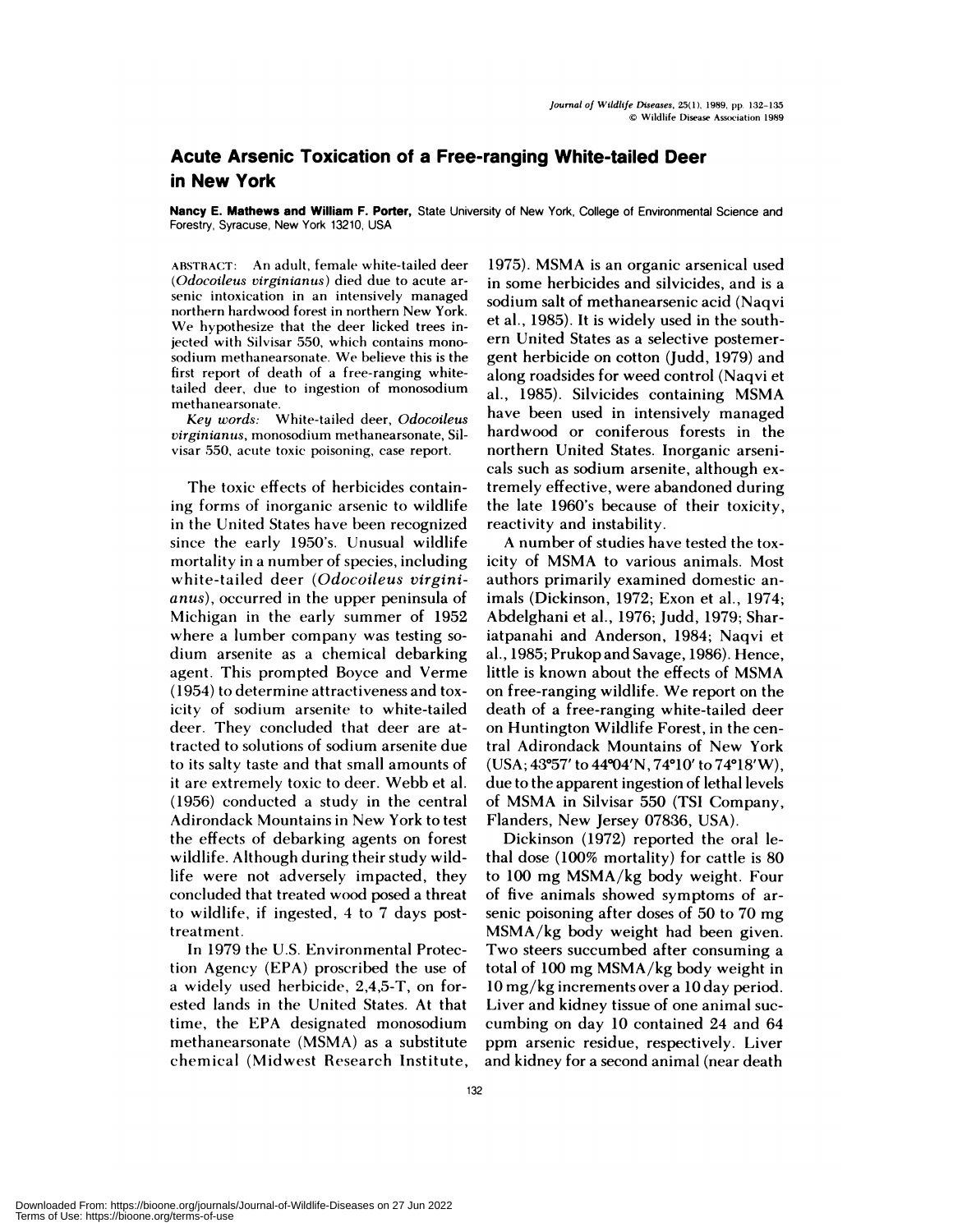# Acute Arsenic Toxication of a Free-ranging White-tailed Deer in New York

**Nancy E. Mathews and William F. Porter,** State University of New York, College of Environmental Science and Forestry, Syracuse, New York 13210, USA

ABSTRACT: An adult, female white-tailed deer (*Odocoileus virginianus*) died due to acute arsenic intoxication in an intensively managed northern hardwood forest in northern New York. We hypothesize that the deer licked trees injected with Silvisar 550, which contains monosodium methanearsonate. We believe this is the first report of death of a free-ranging white-tailed deer, due to ingestion of monosodium methanearsonate.

*Key words:* White-tailed deer, *Odocoileus virginianus*, monosodium methanearsonate, Silvisar 550, acute toxic poisoning, case report.

The toxic effects of herbicides containing forms of inorganic arsenic to wildlife in the United States have been recognized since the early 1950's. Unusual wildlife mortality in a number of species, including white-tailed deer (*Odocoileus virginianus*), occurred in the upper peninsula of Michigan in the early summer of 1952 where a lumber company was testing sodium arsenite as a chemical debarking agent. This prompted Boyce and Verme (1954) to determine attractiveness and toxicity of sodium arsenite to white-tailed deer. They concluded that deer are attracted to solutions of sodium arsenite due to its salty taste and that small amounts of it are extremely toxic to deer. Webb et al. (1956) conducted a study in the central Adirondack Mountains in New York to test the effects of debarking agents on forest wildlife. Although during their study wildlife were not adversely impacted, they concluded that treated wood posed a threat to wildlife, if ingested, 4 to 7 days post-treatment.

In 1979 the U.S. Environmental Protection Agency (EPA) proscribed the use of a widely used herbicide, 2,4,5-T, on forested lands in the United States. At that time, the EPA designated monosodium methanearsonate (MSMA) as a substitute chemical (Midwest Research Institute, 1975). MSMA is an organic arsenical used in some herbicides and silvicides, and is a sodium salt of methanearsenic acid (Naqvi et al., 1985). It is widely used in the southern United States as a selective postemergent herbicide on cotton (Judd, 1979) and along roadsides for weed control (Naqvi et al., 1985). Silvicides containing MSMA have been used in intensively managed hardwood or coniferous forests in the northern United States. Inorganic arsenicals such as sodium arsenite, although extremely effective, were abandoned during the late 1960's because of their toxicity, reactivity and instability.

A number of studies have tested the toxicity of MSMA to various animals. Most authors primarily examined domestic animals (Dickinson, 1972; Exon et al., 1974; Abdelghani et al., 1976; Judd, 1979; Shariatpanahi and Anderson, 1984; Naqvi et al., 1985; Prukop and Savage, 1986). Hence, little is known about the effects of MSMA on free-ranging wildlife. We report on the death of a free-ranging white-tailed deer on Huntington Wildlife Forest, in the central Adirondack Mountains of New York (USA; 43°57′ to 44°04′N, 74°10′ to 74°18′W), due to the apparent ingestion of lethal levels of MSMA in Silvisar 550 (TSI Company, Flanders, New Jersey 07836, USA).

Dickinson (1972) reported the oral lethal dose (100% mortality) for cattle is 80 to 100 mg MSMA/kg body weight. Four of five animals showed symptoms of arsenic poisoning after doses of 50 to 70 mg MSMA/kg body weight had been given. Two steers succumbed after consuming a total of 100 mg MSMA/kg body weight in 10 mg/kg increments over a 10 day period. Liver and kidney tissue of one animal succumbing on day 10 contained 24 and 64 ppm arsenic residue, respectively. Liver and kidney for a second animal (near death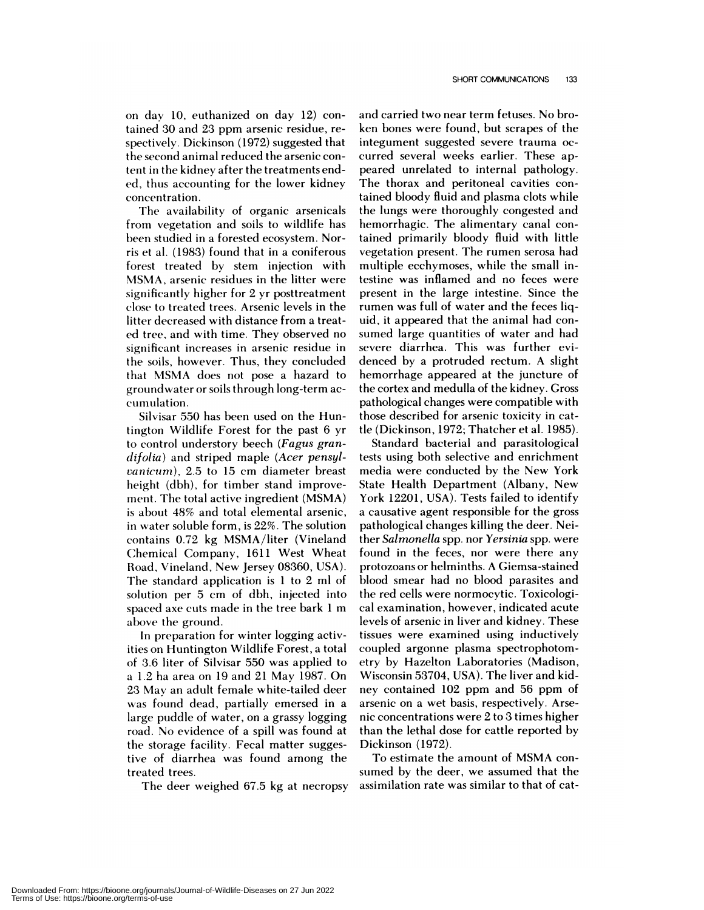on day 10, euthanized on day 12) contained 30 and 23 ppm arsenic residue, respectively. Dickinson (1972) suggested that the second animal reduced the arsenic content in the kidney after the treatments ended, thus accounting for the lower kidney concentration.

The availability of organic arsenicals from vegetation and soils to wildlife has been studied in a forested ecosystem. Norris et al. (1983) found that in a coniferous forest treated by stem injection with MSMA, arsenic residues in the litter were significantly higher for 2 yr posttreatment close to treated trees. Arsenic levels in the litter decreased with distance from a treated tree, and with time. They observed no significant increases in arsenic residue in the soils, however. Thus, they concluded that MSMA does not pose a hazard to groundwater or soils through long-term accumulation.

Silvisar 550 has been used on the Huntington Wildlife Forest for the past 6 yr to control understory beech (*Fagus grandifolia*) and striped maple (*Acer pensylvanicum*), 2.5 to 15 cm diameter breast height (dbh), for timber stand improvement. The total active ingredient (MSMA) is about 48% and total elemental arsenic, in water soluble form, is 22%. The solution contains 0.72 kg MSMA/liter (Vineland Chemical Company, 1611 West Wheat Road, Vineland, New Jersey 08360, USA). The standard application is 1 to 2 ml of solution per 5 cm of dbh, injected into spaced axe cuts made in the tree bark 1 m above the ground.

In preparation for winter logging activities on Huntington Wildlife Forest, a total of 3.6 liter of Silvisar 550 was applied to a 1.2 ha area on 19 and 21 May 1987. On 23 May an adult female white-tailed deer was found dead, partially emersed in a large puddle of water, on a grassy logging road. No evidence of a spill was found at the storage facility. Fecal matter suggestive of diarrhea was found among the treated trees.

The deer weighed 67.5 kg at necropsy and carried two near term fetuses. No broken bones were found, but scrapes of the integument suggested severe trauma occurred several weeks earlier. These appeared unrelated to internal pathology. The thorax and peritoneal cavities contained bloody fluid and plasma clots while the lungs were thoroughly congested and hemorrhagic. The alimentary canal contained primarily bloody fluid with little vegetation present. The rumen serosa had multiple ecchymoses, while the small intestine was inflamed and no feces were present in the large intestine. Since the rumen was full of water and the feces liquid, it appeared that the animal had consumed large quantities of water and had severe diarrhea. This was further evidenced by a protruded rectum. A slight hemorrhage appeared at the juncture of the cortex and medulla of the kidney. Gross pathological changes were compatible with those described for arsenic toxicity in cattle (Dickinson, 1972; Thatcher et al. 1985).

Standard bacterial and parasitological tests using both selective and enrichment media were conducted by the New York State Health Department (Albany, New York 12201, USA). Tests failed to identify a causative agent responsible for the gross pathological changes killing the deer. Neither *Salmonella* spp. nor *Yersinia* spp. were found in the feces, nor were there any protozoans or helminths. A Giemsa-stained blood smear had no blood parasites and the red cells were normocytic. Toxicological examination, however, indicated acute levels of arsenic in liver and kidney. These tissues were examined using inductively coupled argonne plasma spectrophotometry by Hazelton Laboratories (Madison, Wisconsin 53704, USA). The liver and kidney contained 102 ppm and 56 ppm of arsenic on a wet basis, respectively. Arsenic concentrations were 2 to 3 times higher than the lethal dose for cattle reported by Dickinson (1972).

To estimate the amount of MSMA consumed by the deer, we assumed that the assimilation rate was similar to that of cat-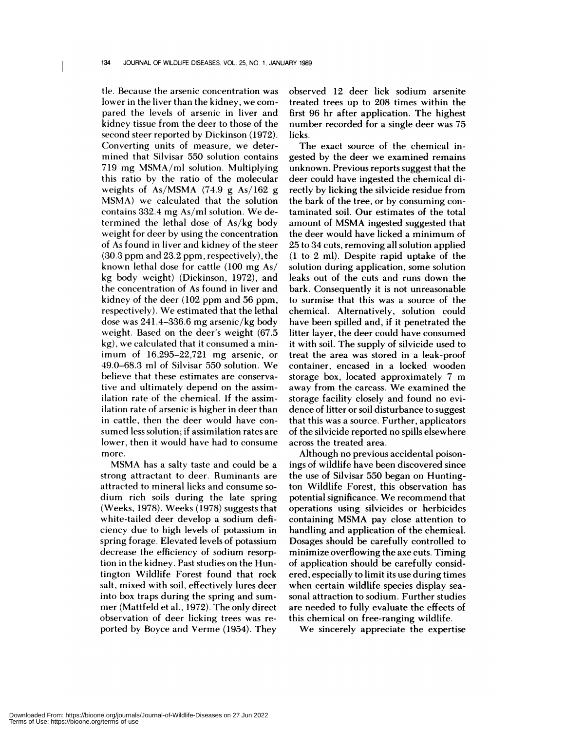tle. Because the arsenic concentration was lower in the liver than the kidney, we compared the levels of arsenic in liver and kidney tissue from the deer to those of the second steer reported by Dickinson (1972). Converting units of measure, we determined that Silvisar 550 solution contains 719 mg MSMA/ml solution. Multiplying this ratio by the ratio of the molecular weights of As/MSMA (74.9 g As/162 g MSMA) we calculated that the solution contains 332.4 mg As/ml solution. We determined the lethal dose of As/kg body weight for deer by using the concentration of As found in liver and kidney of the steer (30.3 ppm and 23.2 ppm, respectively), the known lethal dose for cattle (100 mg As/kg body weight) (Dickinson, 1972), and the concentration of As found in liver and kidney of the deer (102 ppm and 56 ppm, respectively). We estimated that the lethal dose was 241.4–336.6 mg arsenic/kg body weight. Based on the deer's weight (67.5 kg), we calculated that it consumed a minimum of 16,295–22,721 mg arsenic, or 49.0–68.3 ml of Silvisar 550 solution. We believe that these estimates are conservative and ultimately depend on the assimilation rate of the chemical. If the assimilation rate of arsenic is higher in deer than in cattle, then the deer would have consumed less solution; if assimilation rates are lower, then it would have had to consume more.

MSMA has a salty taste and could be a strong attractant to deer. Ruminants are attracted to mineral licks and consume sodium rich soils during the late spring (Weeks, 1978). Weeks (1978) suggests that white-tailed deer develop a sodium deficiency due to high levels of potassium in spring forage. Elevated levels of potassium decrease the efficiency of sodium resorption in the kidney. Past studies on the Huntington Wildlife Forest found that rock salt, mixed with soil, effectively lures deer into box traps during the spring and summer (Mattfeld et al., 1972). The only direct observation of deer licking trees was reported by Boyce and Verme (1954). They observed 12 deer lick sodium arsenite treated trees up to 208 times within the first 96 hr after application. The highest number recorded for a single deer was 75 licks.

The exact source of the chemical ingested by the deer we examined remains unknown. Previous reports suggest that the deer could have ingested the chemical directly by licking the silvicide residue from the bark of the tree, or by consuming contaminated soil. Our estimates of the total amount of MSMA ingested suggested that the deer would have licked a minimum of 25 to 34 cuts, removing all solution applied (1 to 2 ml). Despite rapid uptake of the solution during application, some solution leaks out of the cuts and runs down the bark. Consequently it is not unreasonable to surmise that this was a source of the chemical. Alternatively, solution could have been spilled and, if it penetrated the litter layer, the deer could have consumed it with soil. The supply of silvicide used to treat the area was stored in a leak-proof container, encased in a locked wooden storage box, located approximately 7 m away from the carcass. We examined the storage facility closely and found no evidence of litter or soil disturbance to suggest that this was a source. Further, applicators of the silvicide reported no spills elsewhere across the treated area.

Although no previous accidental poisonings of wildlife have been discovered since the use of Silvisar 550 began on Huntington Wildlife Forest, this observation has potential significance. We recommend that operations using silvicides or herbicides containing MSMA pay close attention to handling and application of the chemical. Dosages should be carefully controlled to minimize overflowing the axe cuts. Timing of application should be carefully considered, especially to limit its use during times when certain wildlife species display seasonal attraction to sodium. Further studies are needed to fully evaluate the effects of this chemical on free-ranging wildlife.

We sincerely appreciate the expertise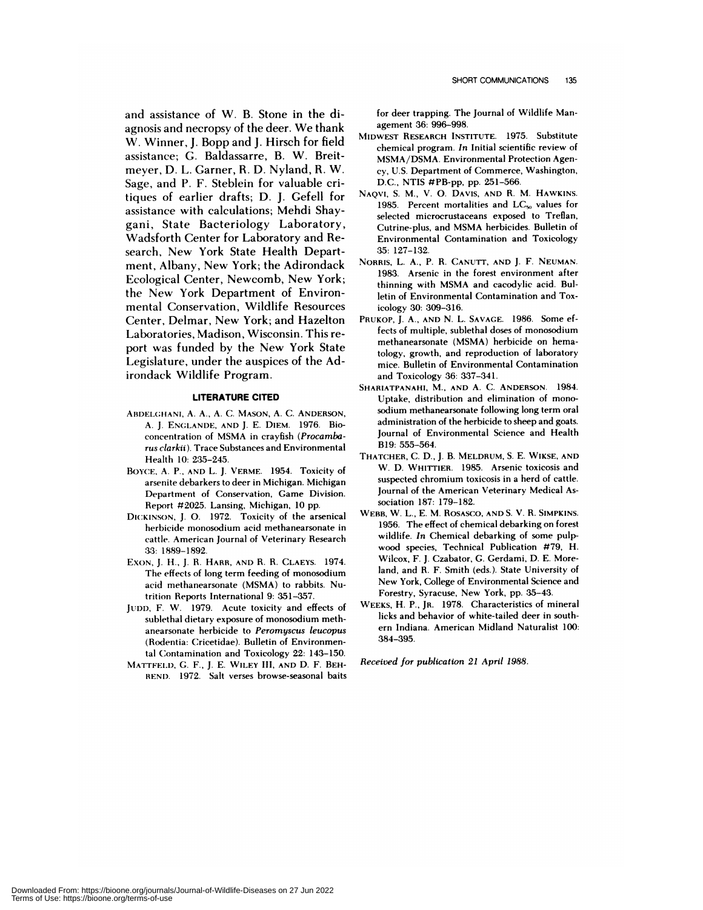and assistance of W. B. Stone in the diagnosis and necropsy of the deer. We thank W. Winner, J. Bopp and J. Hirsch for field assistance; G. Baldassarre, B. W. Breitmeyer, D. L. Garner, R. D. Nyland, R. W. Sage, and P. F. Steblein for valuable critiques of earlier drafts; D. J. Gefell for assistance with calculations; Mehdi Shaygani, State Bacteriology Laboratory, Wadsforth Center for Laboratory and Research, New York State Health Department, Albany, New York; the Adirondack Ecological Center, Newcomb, New York; the New York Department of Environmental Conservation, Wildlife Resources Center, Delmar, New York; and Hazelton Laboratories, Madison, Wisconsin. This report was funded by the New York State Legislature, under the auspices of the Adirondack Wildlife Program.

#### LITERATURE CITED

ABDELGHANI, A. A., A. C. MASON, A. C. ANDERSON, A. J. ENGLANDE, AND J. E. DIEM. 1976. Bioconcentration of MSMA in crayfish (*Procambarus clarkii*). Trace Substances and Environmental Health 10: 235–245.

BOYCE, A. P., AND L. J. VERME. 1954. Toxicity of arsenite debarkers to deer in Michigan. Michigan Department of Conservation, Game Division. Report #2025. Lansing, Michigan, 10 pp.

DICKINSON, J. O. 1972. Toxicity of the arsenical herbicide monosodium acid methanearsonate in cattle. American Journal of Veterinary Research 33: 1889–1892.

EXON, J. H., J. R. HARR, AND R. R. CLAEYS. 1974. The effects of long term feeding of monosodium acid methanearsonate (MSMA) to rabbits. Nutrition Reports International 9: 351–357.

JUDD, F. W. 1979. Acute toxicity and effects of sublethal dietary exposure of monosodium methanearsonate herbicide to *Peromyscus leucopus* (Rodentia: Cricetidae). Bulletin of Environmental Contamination and Toxicology 22: 143–150.

MATTFELD, G. F., J. E. WILEY III, AND D. F. BEHREND. 1972. Salt verses browse-seasonal baits for deer trapping. The Journal of Wildlife Management 36: 996–998.

MIDWEST RESEARCH INSTITUTE. 1975. Substitute chemical program. *In* Initial scientific review of MSMA/DSMA. Environmental Protection Agency, U.S. Department of Commerce, Washington, D.C., NTIS #PB-pp, pp. 251–566.

NAQVI, S. M., V. O. DAVIS, AND R. M. HAWKINS. 1985. Percent mortalities and $LC_{50}$ values for selected microcrustaceans exposed to Treflan, Cutrine-plus, and MSMA herbicides. Bulletin of Environmental Contamination and Toxicology 35: 127–132.

NORRIS, L. A., P. R. CANUTT, AND J. F. NEUMAN. 1983. Arsenic in the forest environment after thinning with MSMA and cacodylic acid. Bulletin of Environmental Contamination and Toxicology 30: 309–316.

PRUKOP, J. A., AND N. L. SAVAGE. 1986. Some effects of multiple, sublethal doses of monosodium methanearsonate (MSMA) herbicide on hematology, growth, and reproduction of laboratory mice. Bulletin of Environmental Contamination and Toxicology 36: 337–341.

SHARIATPANAHI, M., AND A. C. ANDERSON. 1984. Uptake, distribution and elimination of monosodium methanearsonate following long term oral administration of the herbicide to sheep and goats. Journal of Environmental Science and Health B19: 555–564.

THATCHER, C. D., J. B. MELDRUM, S. E. WIKSE, AND W. D. WHITTIER. 1985. Arsenic toxicosis and suspected chromium toxicosis in a herd of cattle. Journal of the American Veterinary Medical Association 187: 179–182.

WEBB, W. L., E. M. ROSASCO, AND S. V. R. SIMPKINS. 1956. The effect of chemical debarking on forest wildlife. *In* Chemical debarking of some pulpwood species, Technical Publication #79, H. Wilcox, F. J. Czabator, G. Gerdami, D. E. Moreland, and R. F. Smith (eds.). State University of New York, College of Environmental Science and Forestry, Syracuse, New York, pp. 35–43.

WEEKS, H. P., JR. 1978. Characteristics of mineral licks and behavior of white-tailed deer in southern Indiana. American Midland Naturalist 100: 384–395.

*Received for publication 21 April 1988.*